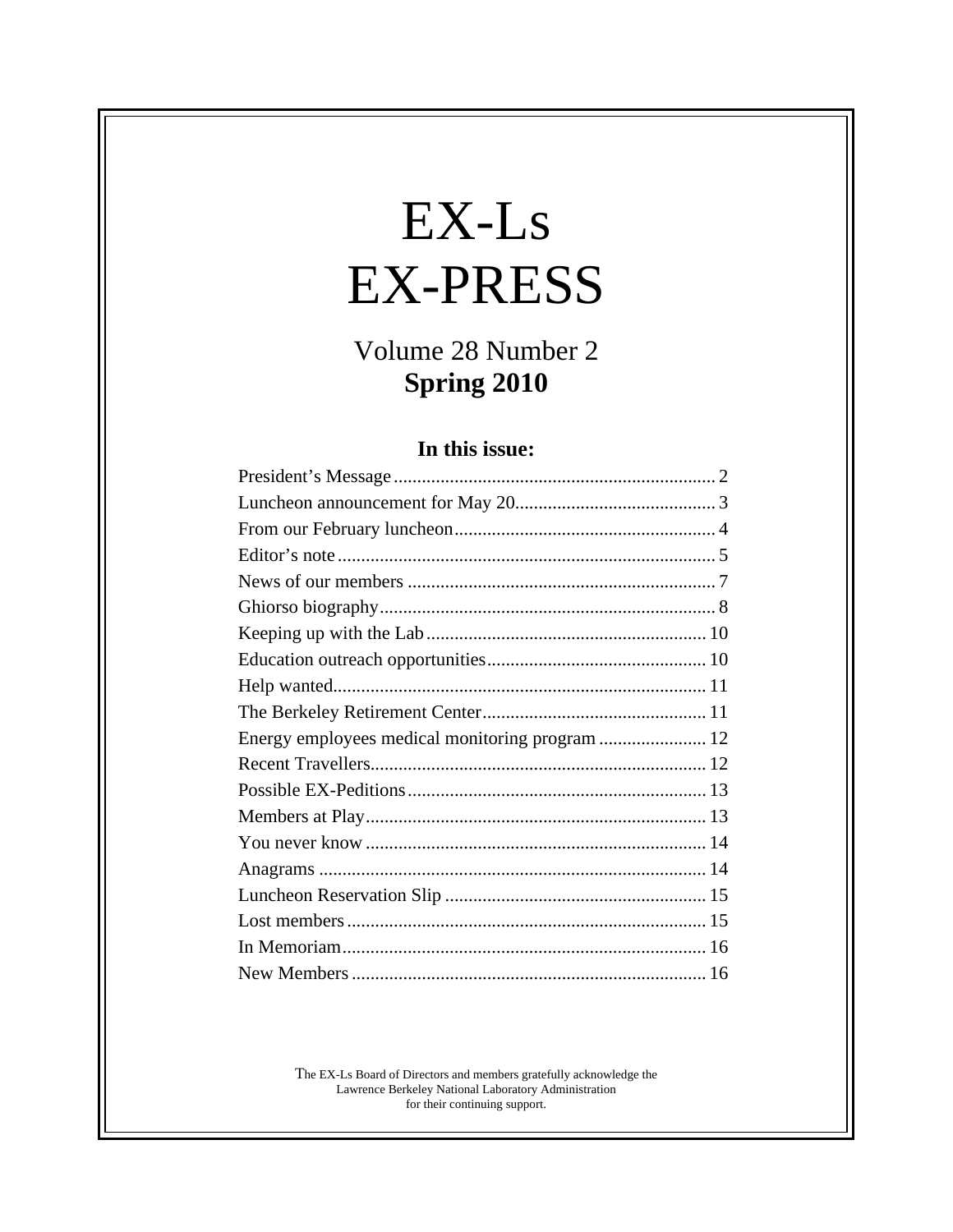# EX-Ls EX-PRESS

## Volume 28 Number 2
## **Spring 2010**

### In this issue:

| | |
|---|---|
| President's Message | 2 |
| Luncheon announcement for May 20 | 3 |
| From our February luncheon | 4 |
| Editor's note | 5 |
| News of our members | 7 |
| Ghiorso biography | 8 |
| Keeping up with the Lab | 10 |
| Education outreach opportunities | 10 |
| Help wanted | 11 |
| The Berkeley Retirement Center | 11 |
| Energy employees medical monitoring program | 12 |
| Recent Travellers | 12 |
| Possible EX-Peditions | 13 |
| Members at Play | 13 |
| You never know | 14 |
| Anagrams | 14 |
| Luncheon Reservation Slip | 15 |
| Lost members | 15 |
| In Memoriam | 16 |
| New Members | 16 |

The EX-Ls Board of Directors and members gratefully acknowledge the Lawrence Berkeley National Laboratory Administration for their continuing support.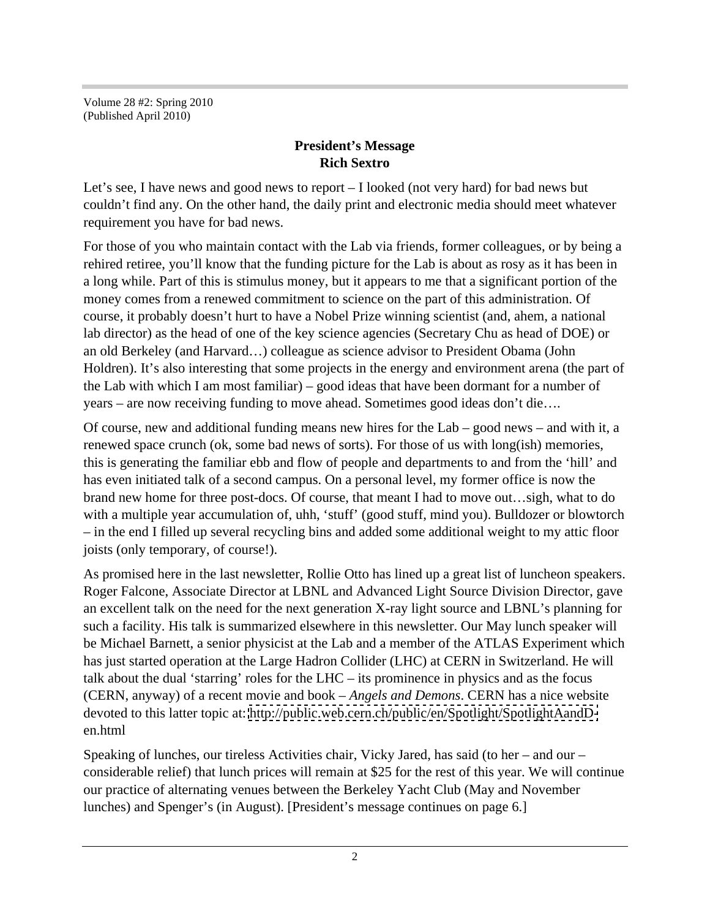Volume 28 #2: Spring 2010
(Published April 2010)

## President's Message
## Rich Sextro

Let's see, I have news and good news to report – I looked (not very hard) for bad news but couldn't find any. On the other hand, the daily print and electronic media should meet whatever requirement you have for bad news.

For those of you who maintain contact with the Lab via friends, former colleagues, or by being a rehired retiree, you'll know that the funding picture for the Lab is about as rosy as it has been in a long while. Part of this is stimulus money, but it appears to me that a significant portion of the money comes from a renewed commitment to science on the part of this administration. Of course, it probably doesn't hurt to have a Nobel Prize winning scientist (and, ahem, a national lab director) as the head of one of the key science agencies (Secretary Chu as head of DOE) or an old Berkeley (and Harvard…) colleague as science advisor to President Obama (John Holdren). It's also interesting that some projects in the energy and environment arena (the part of the Lab with which I am most familiar) – good ideas that have been dormant for a number of years – are now receiving funding to move ahead. Sometimes good ideas don't die….

Of course, new and additional funding means new hires for the Lab – good news – and with it, a renewed space crunch (ok, some bad news of sorts). For those of us with long(ish) memories, this is generating the familiar ebb and flow of people and departments to and from the 'hill' and has even initiated talk of a second campus. On a personal level, my former office is now the brand new home for three post-docs. Of course, that meant I had to move out…sigh, what to do with a multiple year accumulation of, uhh, 'stuff' (good stuff, mind you). Bulldozer or blowtorch – in the end I filled up several recycling bins and added some additional weight to my attic floor joists (only temporary, of course!).

As promised here in the last newsletter, Rollie Otto has lined up a great list of luncheon speakers. Roger Falcone, Associate Director at LBNL and Advanced Light Source Division Director, gave an excellent talk on the need for the next generation X-ray light source and LBNL's planning for such a facility. His talk is summarized elsewhere in this newsletter. Our May lunch speaker will be Michael Barnett, a senior physicist at the Lab and a member of the ATLAS Experiment which has just started operation at the Large Hadron Collider (LHC) at CERN in Switzerland. He will talk about the dual 'starring' roles for the LHC – its prominence in physics and as the focus (CERN, anyway) of a recent movie and book – *Angels and Demons*. CERN has a nice website devoted to this latter topic at: http://public.web.cern.ch/public/en/Spotlight/SpotlightAandD-en.html

Speaking of lunches, our tireless Activities chair, Vicky Jared, has said (to her – and our – considerable relief) that lunch prices will remain at $25 for the rest of this year. We will continue our practice of alternating venues between the Berkeley Yacht Club (May and November lunches) and Spenger's (in August). [President's message continues on page 6.]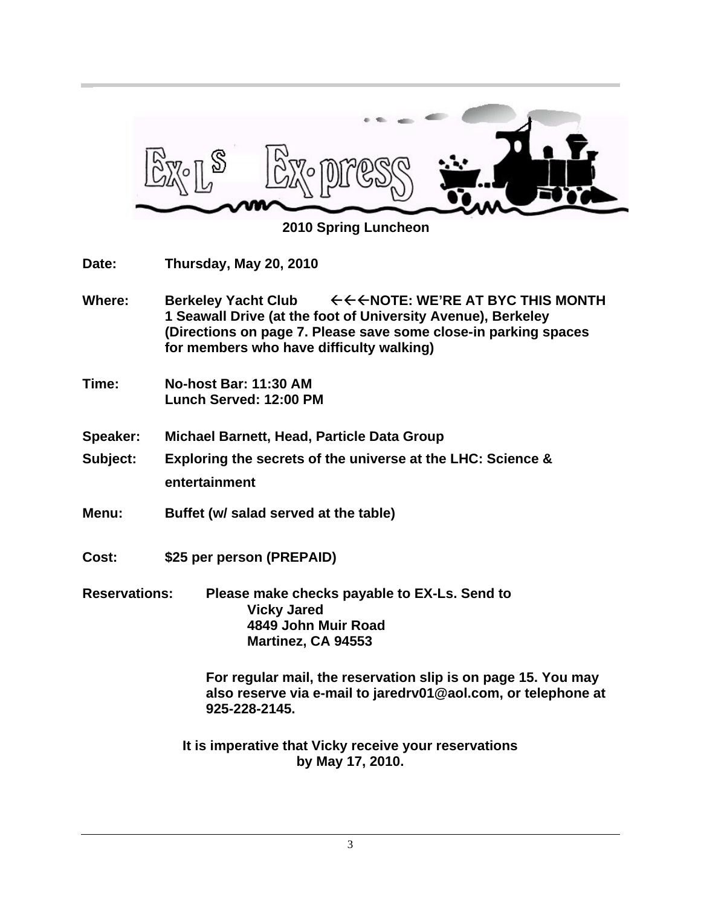# EX-Ls Ex-press

## 2010 Spring Luncheon

**Date:** Thursday, May 20, 2010

**Where:** Berkeley Yacht Club ←←←NOTE: WE'RE AT BYC THIS MONTH
1 Seawall Drive (at the foot of University Avenue), Berkeley
(Directions on page 7. Please save some close-in parking spaces for members who have difficulty walking)

**Time:** No-host Bar: 11:30 AM
Lunch Served: 12:00 PM

**Speaker:** Michael Barnett, Head, Particle Data Group

**Subject:** Exploring the secrets of the universe at the LHC: Science & entertainment

**Menu:** Buffet (w/ salad served at the table)

**Cost:** $25 per person (PREPAID)

**Reservations:** Please make checks payable to EX-Ls. Send to
Vicky Jared
4849 John Muir Road
Martinez, CA 94553

For regular mail, the reservation slip is on page 15. You may also reserve via e-mail to jaredrv01@aol.com, or telephone at 925-228-2145.

**It is imperative that Vicky receive your reservations by May 17, 2010.**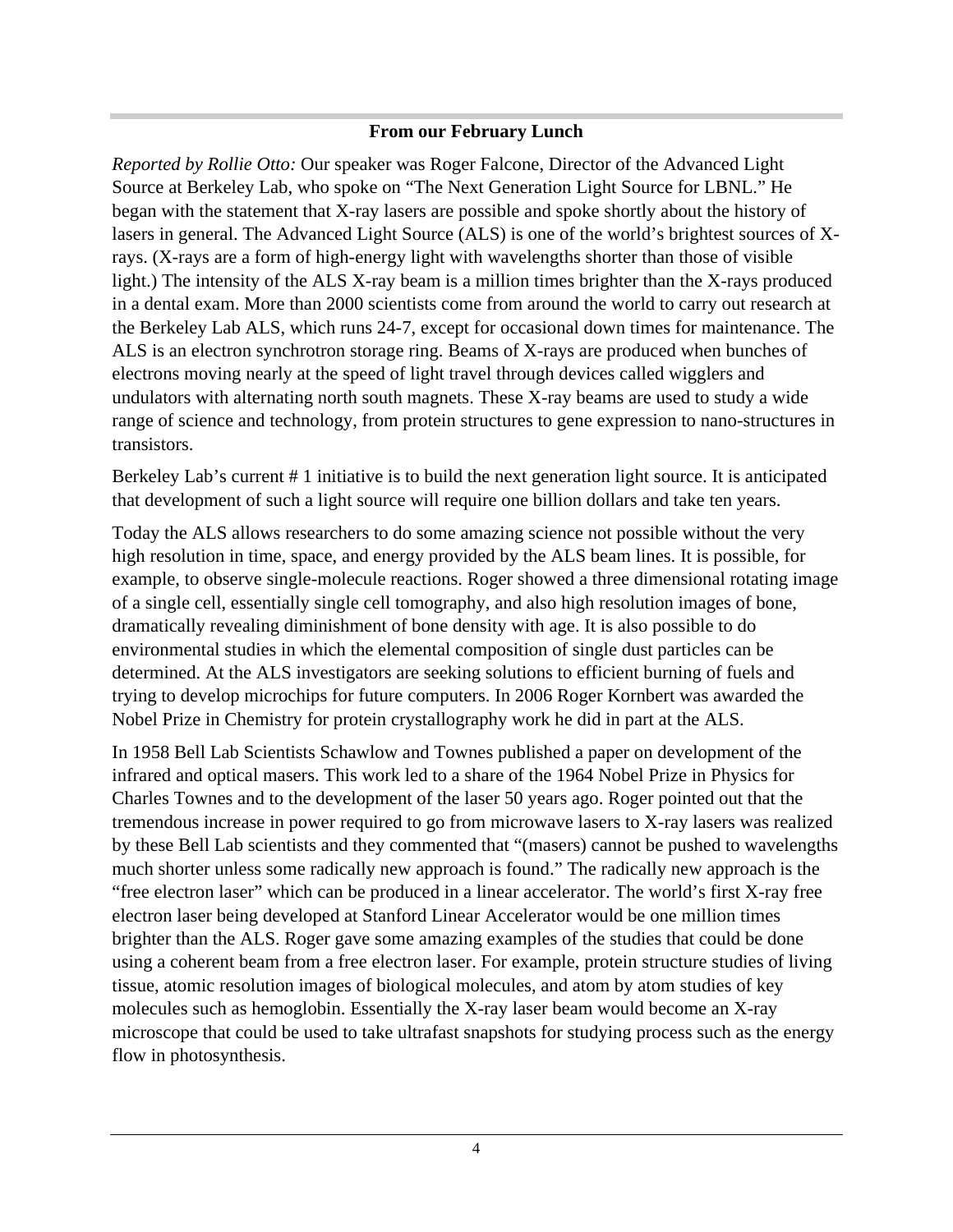## From our February Lunch

*Reported by Rollie Otto:* Our speaker was Roger Falcone, Director of the Advanced Light Source at Berkeley Lab, who spoke on "The Next Generation Light Source for LBNL." He began with the statement that X-ray lasers are possible and spoke shortly about the history of lasers in general. The Advanced Light Source (ALS) is one of the world's brightest sources of X-rays. (X-rays are a form of high-energy light with wavelengths shorter than those of visible light.) The intensity of the ALS X-ray beam is a million times brighter than the X-rays produced in a dental exam. More than 2000 scientists come from around the world to carry out research at the Berkeley Lab ALS, which runs 24-7, except for occasional down times for maintenance. The ALS is an electron synchrotron storage ring. Beams of X-rays are produced when bunches of electrons moving nearly at the speed of light travel through devices called wigglers and undulators with alternating north south magnets. These X-ray beams are used to study a wide range of science and technology, from protein structures to gene expression to nano-structures in transistors.

Berkeley Lab's current # 1 initiative is to build the next generation light source. It is anticipated that development of such a light source will require one billion dollars and take ten years.

Today the ALS allows researchers to do some amazing science not possible without the very high resolution in time, space, and energy provided by the ALS beam lines. It is possible, for example, to observe single-molecule reactions. Roger showed a three dimensional rotating image of a single cell, essentially single cell tomography, and also high resolution images of bone, dramatically revealing diminishment of bone density with age. It is also possible to do environmental studies in which the elemental composition of single dust particles can be determined. At the ALS investigators are seeking solutions to efficient burning of fuels and trying to develop microchips for future computers. In 2006 Roger Kornbert was awarded the Nobel Prize in Chemistry for protein crystallography work he did in part at the ALS.

In 1958 Bell Lab Scientists Schawlow and Townes published a paper on development of the infrared and optical masers. This work led to a share of the 1964 Nobel Prize in Physics for Charles Townes and to the development of the laser 50 years ago. Roger pointed out that the tremendous increase in power required to go from microwave lasers to X-ray lasers was realized by these Bell Lab scientists and they commented that "(masers) cannot be pushed to wavelengths much shorter unless some radically new approach is found." The radically new approach is the "free electron laser" which can be produced in a linear accelerator. The world's first X-ray free electron laser being developed at Stanford Linear Accelerator would be one million times brighter than the ALS. Roger gave some amazing examples of the studies that could be done using a coherent beam from a free electron laser. For example, protein structure studies of living tissue, atomic resolution images of biological molecules, and atom by atom studies of key molecules such as hemoglobin. Essentially the X-ray laser beam would become an X-ray microscope that could be used to take ultrafast snapshots for studying process such as the energy flow in photosynthesis.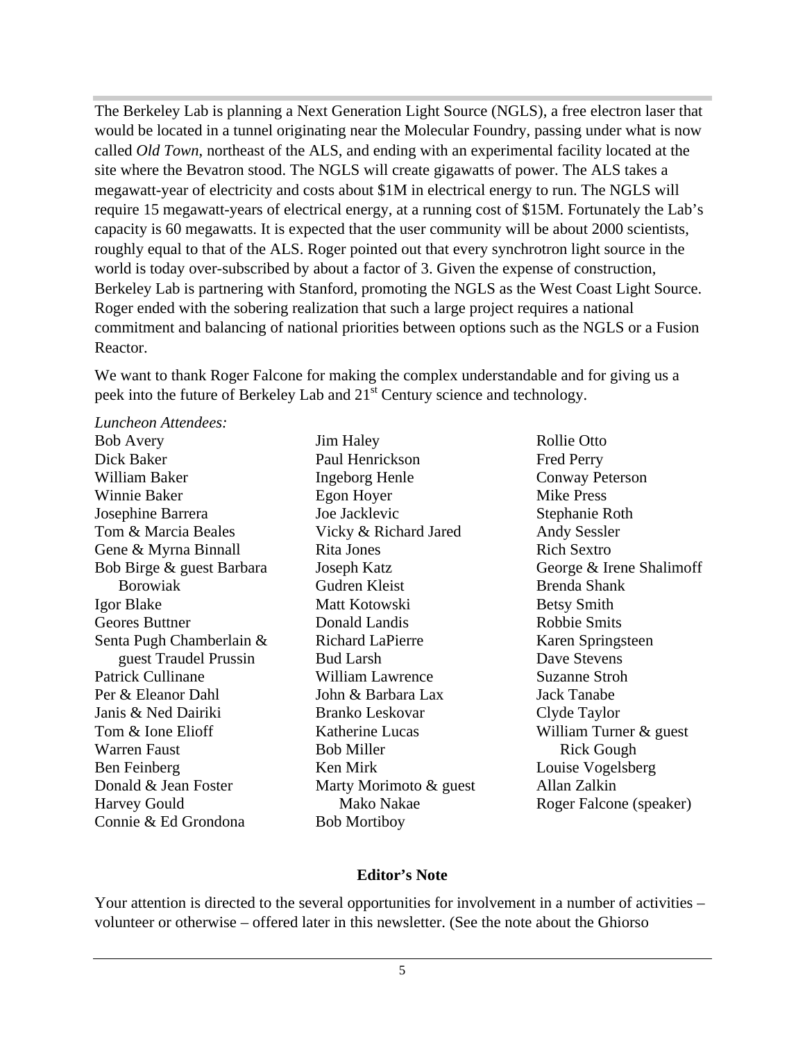The Berkeley Lab is planning a Next Generation Light Source (NGLS), a free electron laser that would be located in a tunnel originating near the Molecular Foundry, passing under what is now called *Old Town*, northeast of the ALS, and ending with an experimental facility located at the site where the Bevatron stood. The NGLS will create gigawatts of power. The ALS takes a megawatt-year of electricity and costs about $1M in electrical energy to run. The NGLS will require 15 megawatt-years of electrical energy, at a running cost of $15M. Fortunately the Lab's capacity is 60 megawatts. It is expected that the user community will be about 2000 scientists, roughly equal to that of the ALS. Roger pointed out that every synchrotron light source in the world is today over-subscribed by about a factor of 3. Given the expense of construction, Berkeley Lab is partnering with Stanford, promoting the NGLS as the West Coast Light Source. Roger ended with the sobering realization that such a large project requires a national commitment and balancing of national priorities between options such as the NGLS or a Fusion Reactor.

We want to thank Roger Falcone for making the complex understandable and for giving us a peek into the future of Berkeley Lab and 21st Century science and technology.

*Luncheon Attendees:*

Bob Avery
Dick Baker
William Baker
Winnie Baker
Josephine Barrera
Tom & Marcia Beales
Gene & Myrna Binnall
Bob Birge & guest Barbara Borowiak
Igor Blake
Geores Buttner
Senta Pugh Chamberlain & guest Traudel Prussin
Patrick Cullinane
Per & Eleanor Dahl
Janis & Ned Dairiki
Tom & Ione Elioff
Warren Faust
Ben Feinberg
Donald & Jean Foster
Harvey Gould
Connie & Ed Grondona
Jim Haley
Paul Henrickson
Ingeborg Henle
Egon Hoyer
Joe Jacklevic
Vicky & Richard Jared
Rita Jones
Joseph Katz
Gudren Kleist
Matt Kotowski
Donald Landis
Richard LaPierre
Bud Larsh
William Lawrence
John & Barbara Lax
Branko Leskovar
Katherine Lucas
Bob Miller
Ken Mirk
Marty Morimoto & guest Mako Nakae
Bob Mortiboy
Rollie Otto
Fred Perry
Conway Peterson
Mike Press
Stephanie Roth
Andy Sessler
Rich Sextro
George & Irene Shalimoff
Brenda Shank
Betsy Smith
Robbie Smits
Karen Springsteen
Dave Stevens
Suzanne Stroh
Jack Tanabe
Clyde Taylor
William Turner & guest Rick Gough
Louise Vogelsberg
Allan Zalkin
Roger Falcone (speaker)

**Editor's Note**

Your attention is directed to the several opportunities for involvement in a number of activities – volunteer or otherwise – offered later in this newsletter. (See the note about the Ghiorso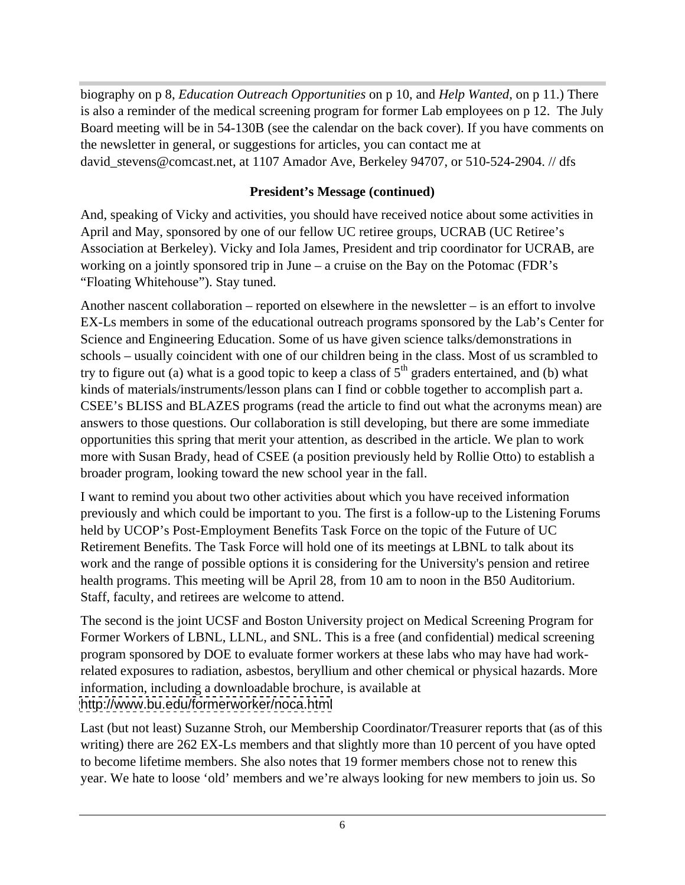biography on p 8, *Education Outreach Opportunities* on p 10, and *Help Wanted*, on p 11.) There is also a reminder of the medical screening program for former Lab employees on p 12. The July Board meeting will be in 54-130B (see the calendar on the back cover). If you have comments on the newsletter in general, or suggestions for articles, you can contact me at david_stevens@comcast.net, at 1107 Amador Ave, Berkeley 94707, or 510-524-2904. // dfs

**President's Message (continued)**

And, speaking of Vicky and activities, you should have received notice about some activities in April and May, sponsored by one of our fellow UC retiree groups, UCRAB (UC Retiree's Association at Berkeley). Vicky and Iola James, President and trip coordinator for UCRAB, are working on a jointly sponsored trip in June – a cruise on the Bay on the Potomac (FDR's "Floating Whitehouse"). Stay tuned.

Another nascent collaboration – reported on elsewhere in the newsletter – is an effort to involve EX-Ls members in some of the educational outreach programs sponsored by the Lab's Center for Science and Engineering Education. Some of us have given science talks/demonstrations in schools – usually coincident with one of our children being in the class. Most of us scrambled to try to figure out (a) what is a good topic to keep a class of 5th graders entertained, and (b) what kinds of materials/instruments/lesson plans can I find or cobble together to accomplish part a. CSEE's BLISS and BLAZES programs (read the article to find out what the acronyms mean) are answers to those questions. Our collaboration is still developing, but there are some immediate opportunities this spring that merit your attention, as described in the article. We plan to work more with Susan Brady, head of CSEE (a position previously held by Rollie Otto) to establish a broader program, looking toward the new school year in the fall.

I want to remind you about two other activities about which you have received information previously and which could be important to you. The first is a follow-up to the Listening Forums held by UCOP's Post-Employment Benefits Task Force on the topic of the Future of UC Retirement Benefits. The Task Force will hold one of its meetings at LBNL to talk about its work and the range of possible options it is considering for the University's pension and retiree health programs. This meeting will be April 28, from 10 am to noon in the B50 Auditorium. Staff, faculty, and retirees are welcome to attend.

The second is the joint UCSF and Boston University project on Medical Screening Program for Former Workers of LBNL, LLNL, and SNL. This is a free (and confidential) medical screening program sponsored by DOE to evaluate former workers at these labs who may have had work-related exposures to radiation, asbestos, beryllium and other chemical or physical hazards. More information, including a downloadable brochure, is available at http://www.bu.edu/formerworker/noca.html

Last (but not least) Suzanne Stroh, our Membership Coordinator/Treasurer reports that (as of this writing) there are 262 EX-Ls members and that slightly more than 10 percent of you have opted to become lifetime members. She also notes that 19 former members chose not to renew this year. We hate to loose 'old' members and we're always looking for new members to join us. So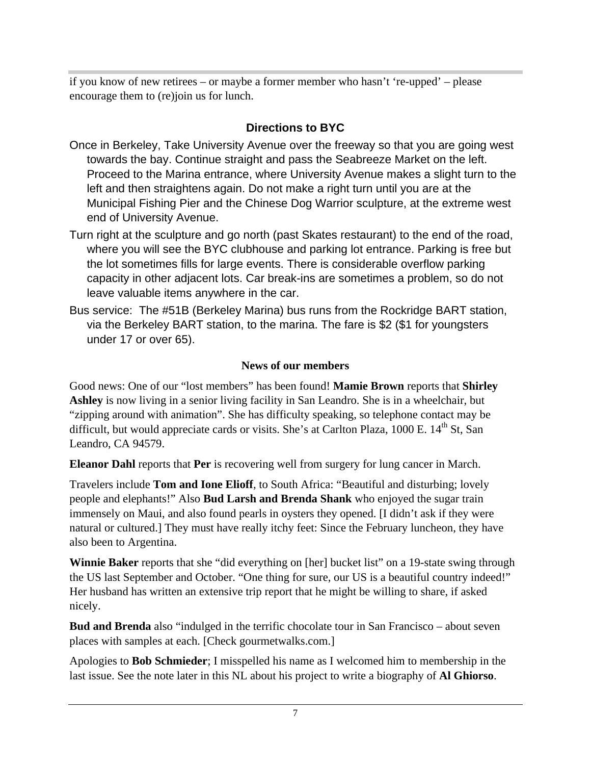if you know of new retirees – or maybe a former member who hasn't 're-upped' – please encourage them to (re)join us for lunch.

## Directions to BYC

Once in Berkeley, Take University Avenue over the freeway so that you are going west towards the bay. Continue straight and pass the Seabreeze Market on the left. Proceed to the Marina entrance, where University Avenue makes a slight turn to the left and then straightens again. Do not make a right turn until you are at the Municipal Fishing Pier and the Chinese Dog Warrior sculpture, at the extreme west end of University Avenue.

Turn right at the sculpture and go north (past Skates restaurant) to the end of the road, where you will see the BYC clubhouse and parking lot entrance. Parking is free but the lot sometimes fills for large events. There is considerable overflow parking capacity in other adjacent lots. Car break-ins are sometimes a problem, so do not leave valuable items anywhere in the car.

Bus service: The #51B (Berkeley Marina) bus runs from the Rockridge BART station, via the Berkeley BART station, to the marina. The fare is $2 ($1 for youngsters under 17 or over 65).

### News of our members

Good news: One of our "lost members" has been found! **Mamie Brown** reports that **Shirley Ashley** is now living in a senior living facility in San Leandro. She is in a wheelchair, but "zipping around with animation". She has difficulty speaking, so telephone contact may be difficult, but would appreciate cards or visits. She's at Carlton Plaza, 1000 E. 14th St, San Leandro, CA 94579.

**Eleanor Dahl** reports that **Per** is recovering well from surgery for lung cancer in March.

Travelers include **Tom and Ione Elioff**, to South Africa: "Beautiful and disturbing; lovely people and elephants!" Also **Bud Larsh and Brenda Shank** who enjoyed the sugar train immensely on Maui, and also found pearls in oysters they opened. [I didn't ask if they were natural or cultured.] They must have really itchy feet: Since the February luncheon, they have also been to Argentina.

**Winnie Baker** reports that she "did everything on [her] bucket list" on a 19-state swing through the US last September and October. "One thing for sure, our US is a beautiful country indeed!" Her husband has written an extensive trip report that he might be willing to share, if asked nicely.

**Bud and Brenda** also "indulged in the terrific chocolate tour in San Francisco – about seven places with samples at each. [Check gourmetwalks.com.]

Apologies to **Bob Schmieder**; I misspelled his name as I welcomed him to membership in the last issue. See the note later in this NL about his project to write a biography of **Al Ghiorso**.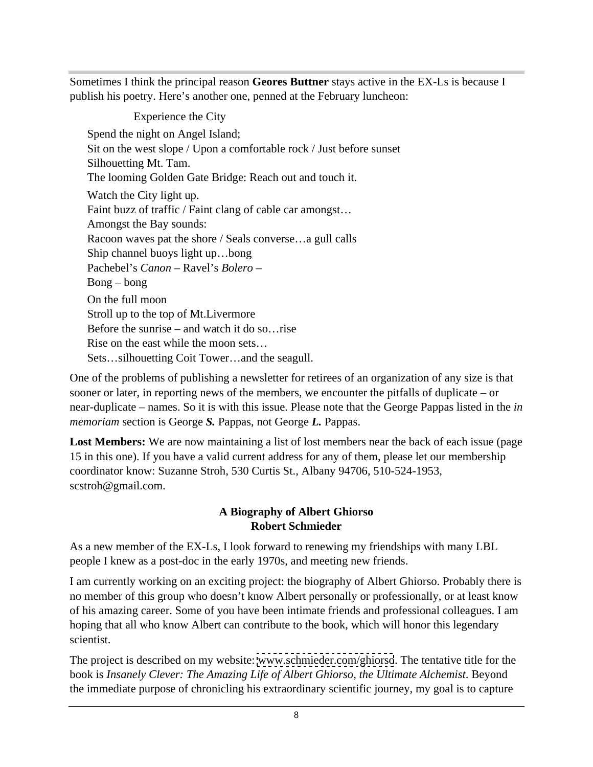Sometimes I think the principal reason **Geores Buttner** stays active in the EX-Ls is because I publish his poetry. Here's another one, penned at the February luncheon:

Experience the City

Spend the night on Angel Island;
Sit on the west slope / Upon a comfortable rock / Just before sunset
Silhouetting Mt. Tam.
The looming Golden Gate Bridge: Reach out and touch it.

Watch the City light up.
Faint buzz of traffic / Faint clang of cable car amongst…
Amongst the Bay sounds:
Racoon waves pat the shore / Seals converse…a gull calls
Ship channel buoys light up…bong
Pachebel's *Canon* – Ravel's *Bolero* –
Bong – bong

On the full moon
Stroll up to the top of Mt.Livermore
Before the sunrise – and watch it do so…rise
Rise on the east while the moon sets…
Sets…silhouetting Coit Tower…and the seagull.

One of the problems of publishing a newsletter for retirees of an organization of any size is that sooner or later, in reporting news of the members, we encounter the pitfalls of duplicate – or near-duplicate – names. So it is with this issue. Please note that the George Pappas listed in the *in memoriam* section is George ***S.*** Pappas, not George ***L.*** Pappas.

**Lost Members:** We are now maintaining a list of lost members near the back of each issue (page 15 in this one). If you have a valid current address for any of them, please let our membership coordinator know: Suzanne Stroh, 530 Curtis St., Albany 94706, 510-524-1953, scstroh@gmail.com.

## A Biography of Albert Ghiorso
**Robert Schmieder**

As a new member of the EX-Ls, I look forward to renewing my friendships with many LBL people I knew as a post-doc in the early 1970s, and meeting new friends.

I am currently working on an exciting project: the biography of Albert Ghiorso. Probably there is no member of this group who doesn't know Albert personally or professionally, or at least know of his amazing career. Some of you have been intimate friends and professional colleagues. I am hoping that all who know Albert can contribute to the book, which will honor this legendary scientist.

The project is described on my website: www.schmieder.com/ghiorso. The tentative title for the book is *Insanely Clever: The Amazing Life of Albert Ghiorso, the Ultimate Alchemist.* Beyond the immediate purpose of chronicling his extraordinary scientific journey, my goal is to capture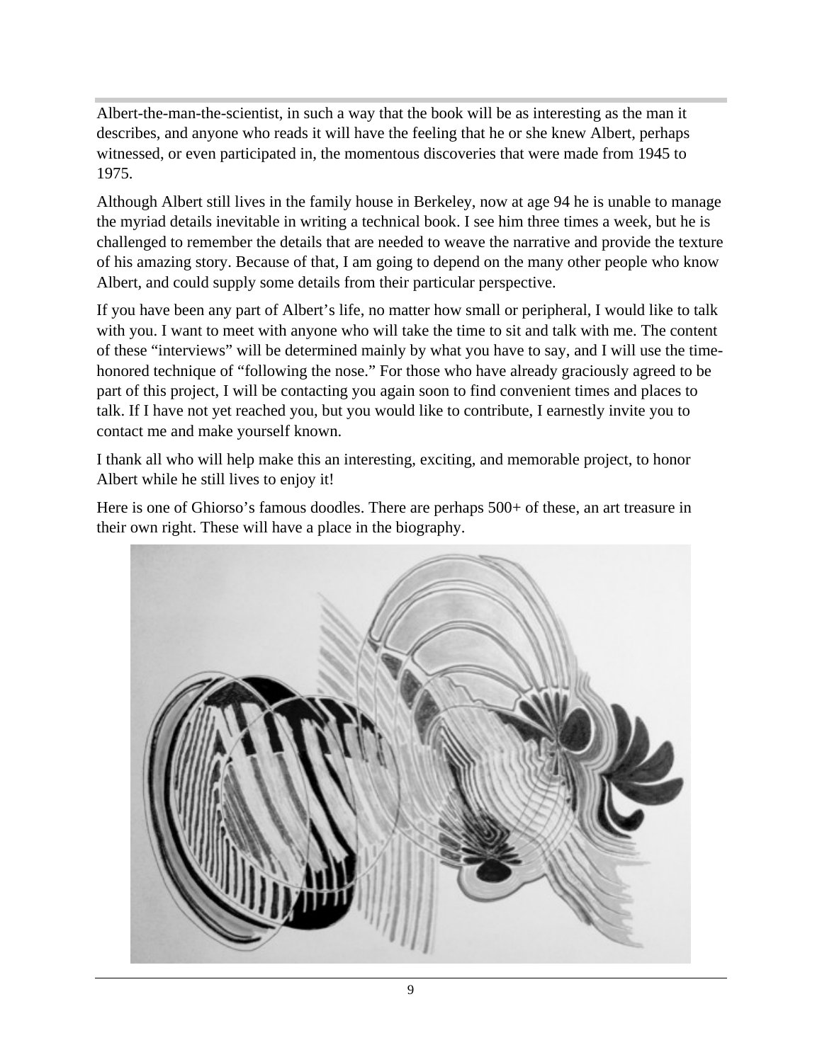Albert-the-man-the-scientist, in such a way that the book will be as interesting as the man it describes, and anyone who reads it will have the feeling that he or she knew Albert, perhaps witnessed, or even participated in, the momentous discoveries that were made from 1945 to 1975.

Although Albert still lives in the family house in Berkeley, now at age 94 he is unable to manage the myriad details inevitable in writing a technical book. I see him three times a week, but he is challenged to remember the details that are needed to weave the narrative and provide the texture of his amazing story. Because of that, I am going to depend on the many other people who know Albert, and could supply some details from their particular perspective.

If you have been any part of Albert's life, no matter how small or peripheral, I would like to talk with you. I want to meet with anyone who will take the time to sit and talk with me. The content of these "interviews" will be determined mainly by what you have to say, and I will use the time-honored technique of "following the nose." For those who have already graciously agreed to be part of this project, I will be contacting you again soon to find convenient times and places to talk. If I have not yet reached you, but you would like to contribute, I earnestly invite you to contact me and make yourself known.

I thank all who will help make this an interesting, exciting, and memorable project, to honor Albert while he still lives to enjoy it!

Here is one of Ghiorso's famous doodles. There are perhaps 500+ of these, an art treasure in their own right. These will have a place in the biography.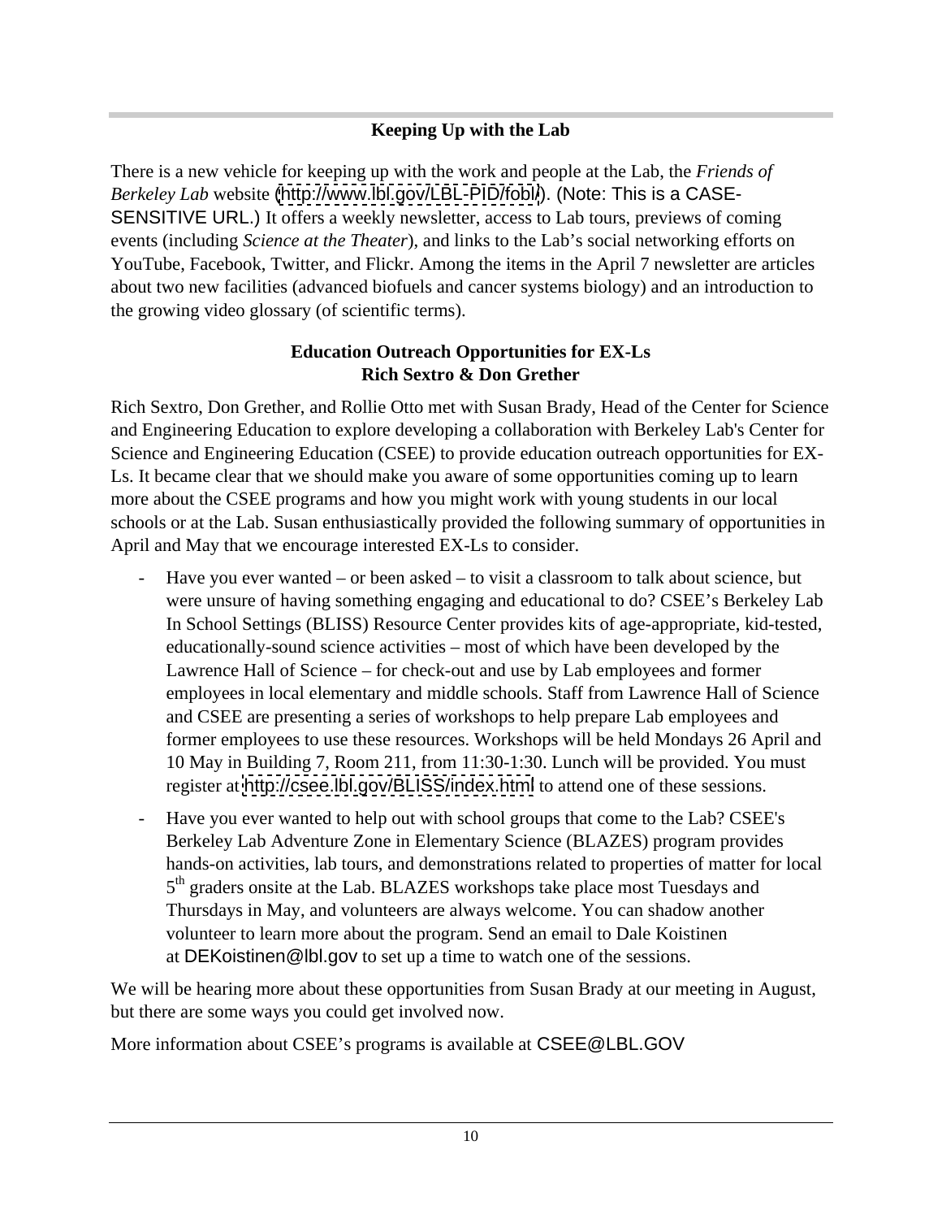## Keeping Up with the Lab

There is a new vehicle for keeping up with the work and people at the Lab, the *Friends of Berkeley Lab* website (http://www.lbl.gov/LBL-PID/fobl/). (Note: This is a CASE-SENSITIVE URL.) It offers a weekly newsletter, access to Lab tours, previews of coming events (including *Science at the Theater*), and links to the Lab's social networking efforts on YouTube, Facebook, Twitter, and Flickr. Among the items in the April 7 newsletter are articles about two new facilities (advanced biofuels and cancer systems biology) and an introduction to the growing video glossary (of scientific terms).

## Education Outreach Opportunities for EX-Ls
**Rich Sextro & Don Grether**

Rich Sextro, Don Grether, and Rollie Otto met with Susan Brady, Head of the Center for Science and Engineering Education to explore developing a collaboration with Berkeley Lab's Center for Science and Engineering Education (CSEE) to provide education outreach opportunities for EX-Ls. It became clear that we should make you aware of some opportunities coming up to learn more about the CSEE programs and how you might work with young students in our local schools or at the Lab. Susan enthusiastically provided the following summary of opportunities in April and May that we encourage interested EX-Ls to consider.

- Have you ever wanted – or been asked – to visit a classroom to talk about science, but were unsure of having something engaging and educational to do? CSEE's Berkeley Lab In School Settings (BLISS) Resource Center provides kits of age-appropriate, kid-tested, educationally-sound science activities – most of which have been developed by the Lawrence Hall of Science – for check-out and use by Lab employees and former employees in local elementary and middle schools. Staff from Lawrence Hall of Science and CSEE are presenting a series of workshops to help prepare Lab employees and former employees to use these resources. Workshops will be held Mondays 26 April and 10 May in Building 7, Room 211, from 11:30-1:30. Lunch will be provided. You must register at http://csee.lbl.gov/BLISS/index.html to attend one of these sessions.
- Have you ever wanted to help out with school groups that come to the Lab? CSEE's Berkeley Lab Adventure Zone in Elementary Science (BLAZES) program provides hands-on activities, lab tours, and demonstrations related to properties of matter for local 5th graders onsite at the Lab. BLAZES workshops take place most Tuesdays and Thursdays in May, and volunteers are always welcome. You can shadow another volunteer to learn more about the program. Send an email to Dale Koistinen at DEKoistinen@lbl.gov to set up a time to watch one of the sessions.

We will be hearing more about these opportunities from Susan Brady at our meeting in August, but there are some ways you could get involved now.

More information about CSEE's programs is available at CSEE@LBL.GOV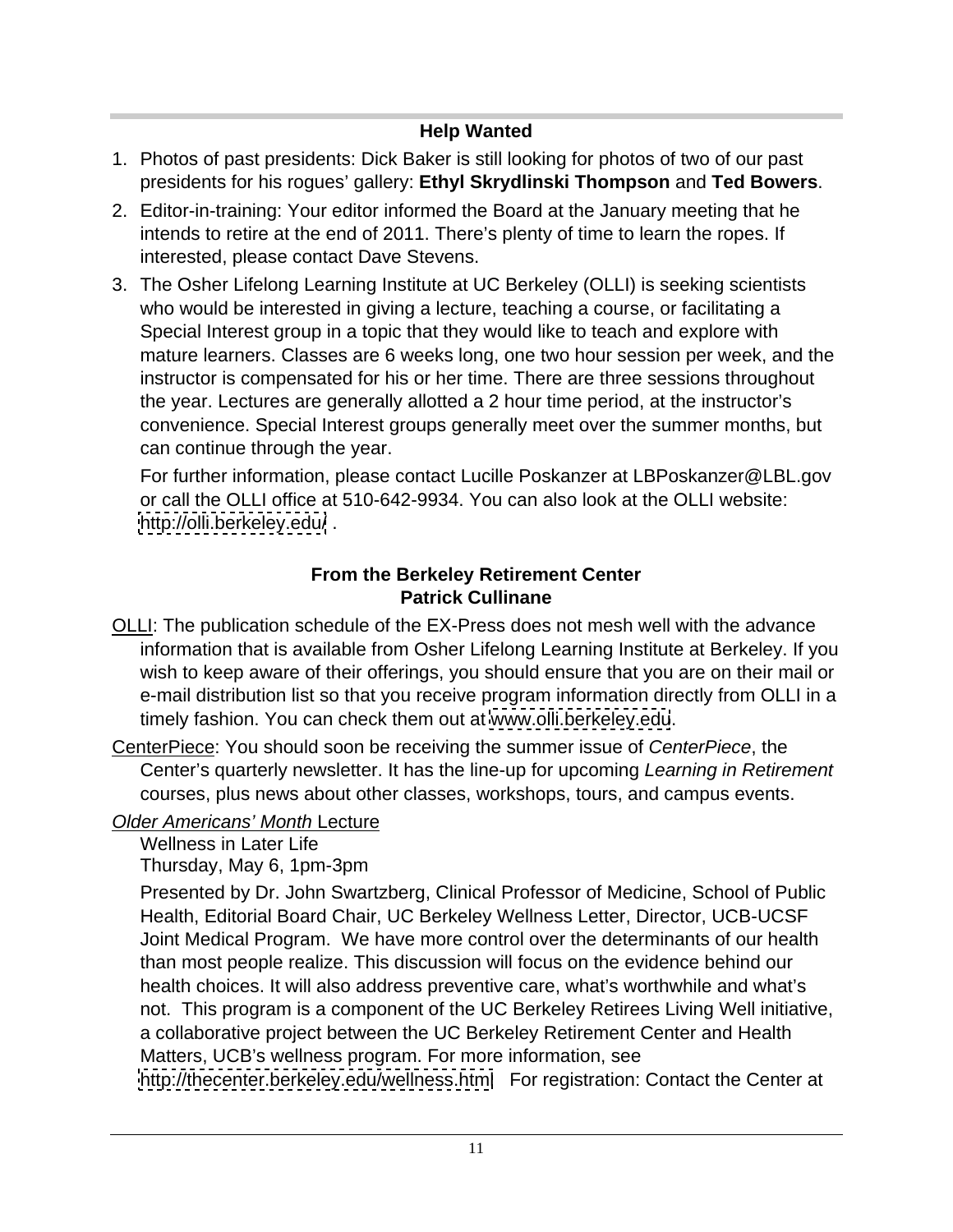## Help Wanted

1. Photos of past presidents: Dick Baker is still looking for photos of two of our past presidents for his rogues' gallery: **Ethyl Skrydlinski Thompson** and **Ted Bowers**.
2. Editor-in-training: Your editor informed the Board at the January meeting that he intends to retire at the end of 2011. There's plenty of time to learn the ropes. If interested, please contact Dave Stevens.
3. The Osher Lifelong Learning Institute at UC Berkeley (OLLI) is seeking scientists who would be interested in giving a lecture, teaching a course, or facilitating a Special Interest group in a topic that they would like to teach and explore with mature learners. Classes are 6 weeks long, one two hour session per week, and the instructor is compensated for his or her time. There are three sessions throughout the year. Lectures are generally allotted a 2 hour time period, at the instructor's convenience. Special Interest groups generally meet over the summer months, but can continue through the year.

   For further information, please contact Lucille Poskanzer at LBPoskanzer@LBL.gov or call the OLLI office at 510-642-9934. You can also look at the OLLI website: http://olli.berkeley.edu/ .

## From the Berkeley Retirement Center
### Patrick Cullinane

OLLI: The publication schedule of the EX-Press does not mesh well with the advance information that is available from Osher Lifelong Learning Institute at Berkeley. If you wish to keep aware of their offerings, you should ensure that you are on their mail or e-mail distribution list so that you receive program information directly from OLLI in a timely fashion. You can check them out at www.olli.berkeley.edu.

CenterPiece: You should soon be receiving the summer issue of *CenterPiece*, the Center's quarterly newsletter. It has the line-up for upcoming *Learning in Retirement* courses, plus news about other classes, workshops, tours, and campus events.

*Older Americans' Month* Lecture

Wellness in Later Life
Thursday, May 6, 1pm-3pm

Presented by Dr. John Swartzberg, Clinical Professor of Medicine, School of Public Health, Editorial Board Chair, UC Berkeley Wellness Letter, Director, UCB-UCSF Joint Medical Program. We have more control over the determinants of our health than most people realize. This discussion will focus on the evidence behind our health choices. It will also address preventive care, what's worthwhile and what's not. This program is a component of the UC Berkeley Retirees Living Well initiative, a collaborative project between the UC Berkeley Retirement Center and Health Matters, UCB's wellness program. For more information, see http://thecenter.berkeley.edu/wellness.htm For registration: Contact the Center at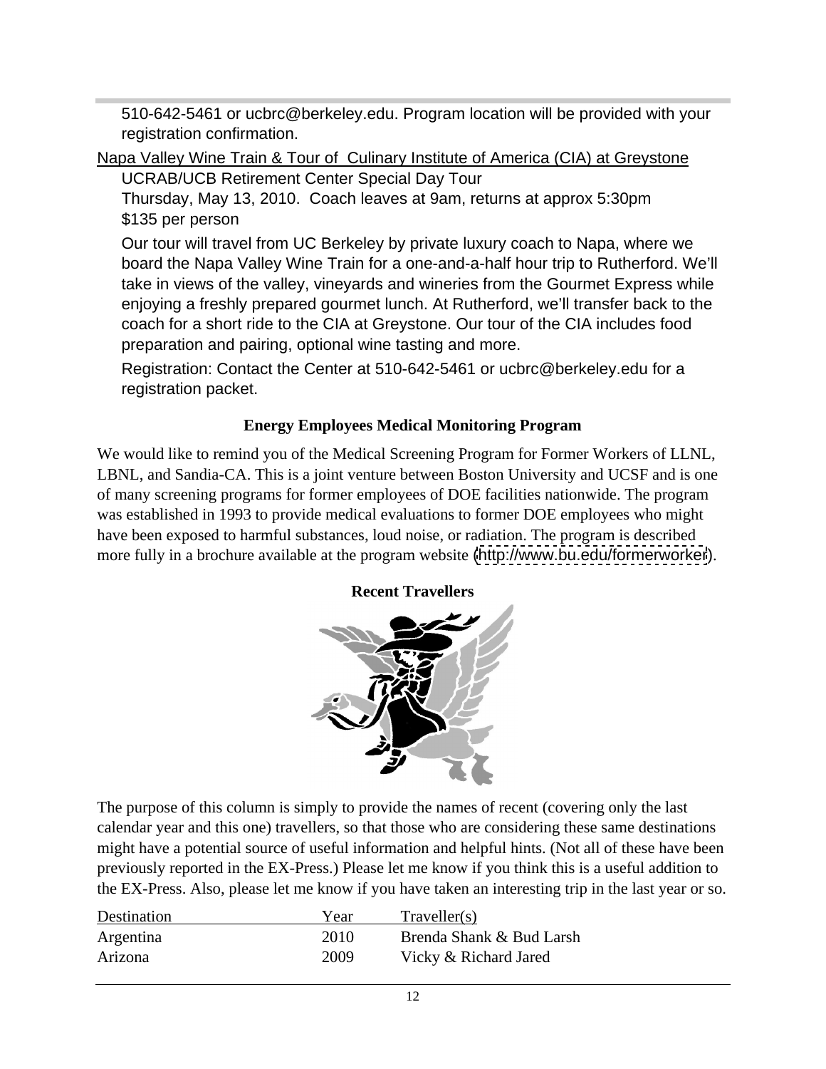510-642-5461 or ucbrc@berkeley.edu. Program location will be provided with your registration confirmation.

Napa Valley Wine Train & Tour of Culinary Institute of America (CIA) at Greystone

UCRAB/UCB Retirement Center Special Day Tour

Thursday, May 13, 2010. Coach leaves at 9am, returns at approx 5:30pm

$135 per person

Our tour will travel from UC Berkeley by private luxury coach to Napa, where we board the Napa Valley Wine Train for a one-and-a-half hour trip to Rutherford. We'll take in views of the valley, vineyards and wineries from the Gourmet Express while enjoying a freshly prepared gourmet lunch. At Rutherford, we'll transfer back to the coach for a short ride to the CIA at Greystone. Our tour of the CIA includes food preparation and pairing, optional wine tasting and more.

Registration: Contact the Center at 510-642-5461 or ucbrc@berkeley.edu for a registration packet.

## Energy Employees Medical Monitoring Program

We would like to remind you of the Medical Screening Program for Former Workers of LLNL, LBNL, and Sandia-CA. This is a joint venture between Boston University and UCSF and is one of many screening programs for former employees of DOE facilities nationwide. The program was established in 1993 to provide medical evaluations to former DOE employees who might have been exposed to harmful substances, loud noise, or radiation. The program is described more fully in a brochure available at the program website (http://www.bu.edu/formerworker).

## Recent Travellers

The purpose of this column is simply to provide the names of recent (covering only the last calendar year and this one) travellers, so that those who are considering these same destinations might have a potential source of useful information and helpful hints. (Not all of these have been previously reported in the EX-Press.) Please let me know if you think this is a useful addition to the EX-Press. Also, please let me know if you have taken an interesting trip in the last year or so.

| Destination | Year | Traveller(s) |
|---|---|---|
| Argentina | 2010 | Brenda Shank & Bud Larsh |
| Arizona | 2009 | Vicky & Richard Jared |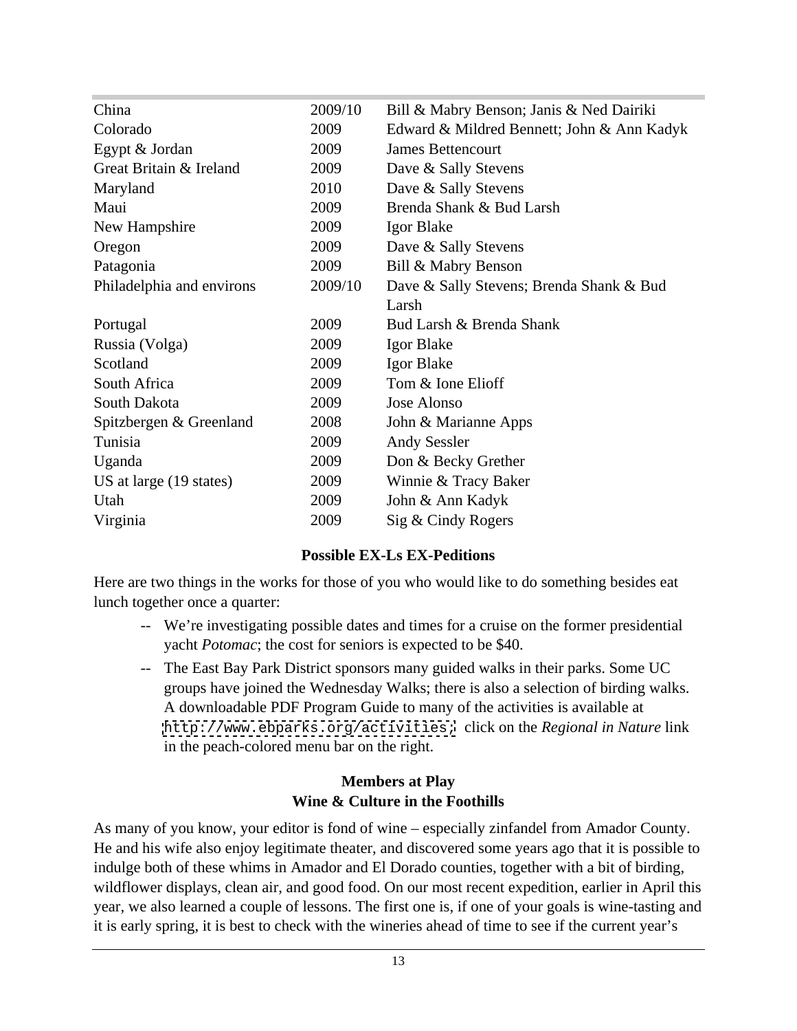| | | |
|---|---|---|
| China | 2009/10 | Bill & Mabry Benson; Janis & Ned Dairiki |
| Colorado | 2009 | Edward & Mildred Bennett; John & Ann Kadyk |
| Egypt & Jordan | 2009 | James Bettencourt |
| Great Britain & Ireland | 2009 | Dave & Sally Stevens |
| Maryland | 2010 | Dave & Sally Stevens |
| Maui | 2009 | Brenda Shank & Bud Larsh |
| New Hampshire | 2009 | Igor Blake |
| Oregon | 2009 | Dave & Sally Stevens |
| Patagonia | 2009 | Bill & Mabry Benson |
| Philadelphia and environs | 2009/10 | Dave & Sally Stevens; Brenda Shank & Bud Larsh |
| Portugal | 2009 | Bud Larsh & Brenda Shank |
| Russia (Volga) | 2009 | Igor Blake |
| Scotland | 2009 | Igor Blake |
| South Africa | 2009 | Tom & Ione Elioff |
| South Dakota | 2009 | Jose Alonso |
| Spitzbergen & Greenland | 2008 | John & Marianne Apps |
| Tunisia | 2009 | Andy Sessler |
| Uganda | 2009 | Don & Becky Grether |
| US at large (19 states) | 2009 | Winnie & Tracy Baker |
| Utah | 2009 | John & Ann Kadyk |
| Virginia | 2009 | Sig & Cindy Rogers |

## Possible EX-Ls EX-Peditions

Here are two things in the works for those of you who would like to do something besides eat lunch together once a quarter:

-- We're investigating possible dates and times for a cruise on the former presidential yacht *Potomac*; the cost for seniors is expected to be $40.

-- The East Bay Park District sponsors many guided walks in their parks. Some UC groups have joined the Wednesday Walks; there is also a selection of birding walks. A downloadable PDF Program Guide to many of the activities is available at `http://www.ebparks.org/activities;` click on the *Regional in Nature* link in the peach-colored menu bar on the right.

## Members at Play
## Wine & Culture in the Foothills

As many of you know, your editor is fond of wine – especially zinfandel from Amador County. He and his wife also enjoy legitimate theater, and discovered some years ago that it is possible to indulge both of these whims in Amador and El Dorado counties, together with a bit of birding, wildflower displays, clean air, and good food. On our most recent expedition, earlier in April this year, we also learned a couple of lessons. The first one is, if one of your goals is wine-tasting and it is early spring, it is best to check with the wineries ahead of time to see if the current year's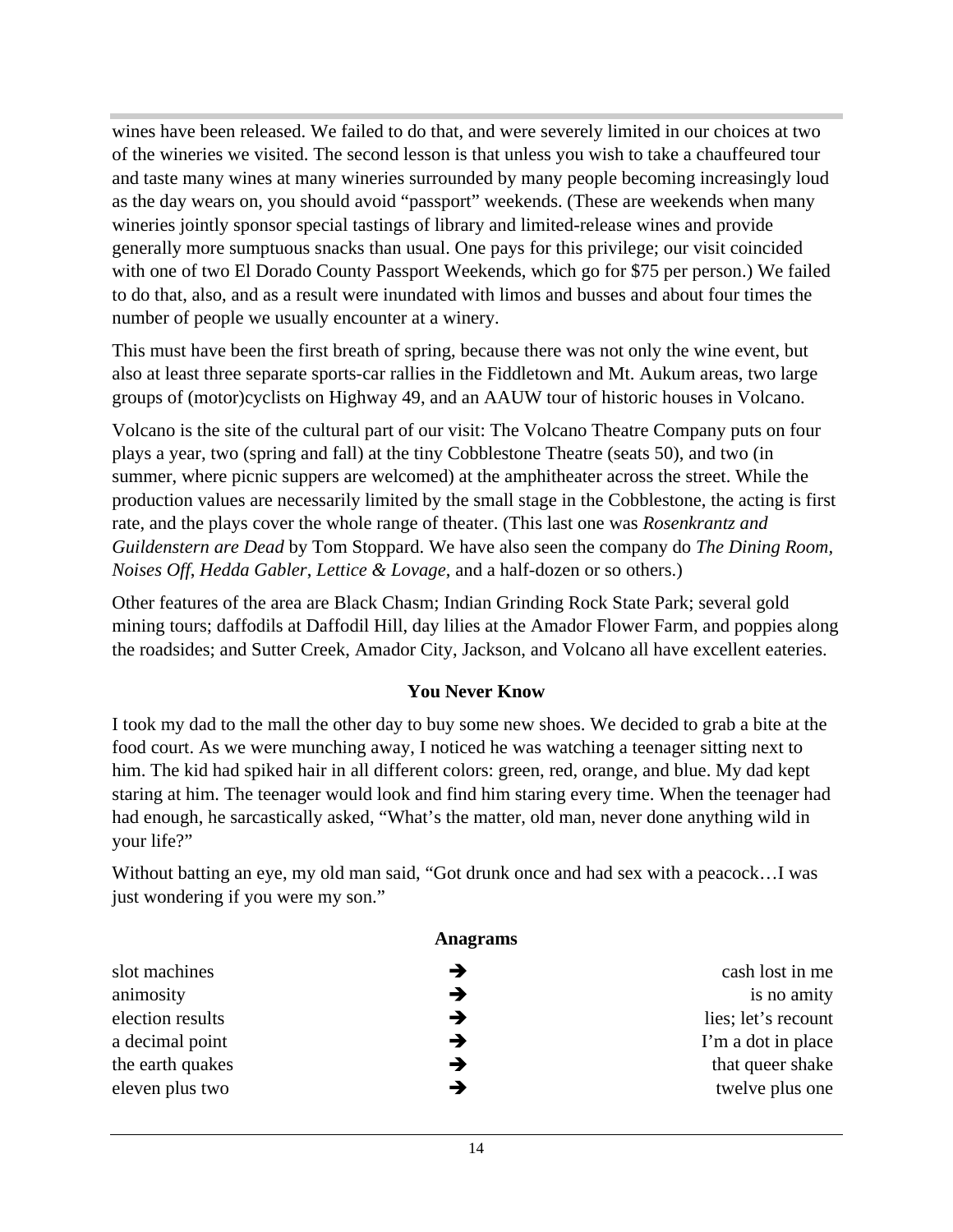wines have been released. We failed to do that, and were severely limited in our choices at two of the wineries we visited. The second lesson is that unless you wish to take a chauffeured tour and taste many wines at many wineries surrounded by many people becoming increasingly loud as the day wears on, you should avoid "passport" weekends. (These are weekends when many wineries jointly sponsor special tastings of library and limited-release wines and provide generally more sumptuous snacks than usual. One pays for this privilege; our visit coincided with one of two El Dorado County Passport Weekends, which go for $75 per person.) We failed to do that, also, and as a result were inundated with limos and busses and about four times the number of people we usually encounter at a winery.

This must have been the first breath of spring, because there was not only the wine event, but also at least three separate sports-car rallies in the Fiddletown and Mt. Aukum areas, two large groups of (motor)cyclists on Highway 49, and an AAUW tour of historic houses in Volcano.

Volcano is the site of the cultural part of our visit: The Volcano Theatre Company puts on four plays a year, two (spring and fall) at the tiny Cobblestone Theatre (seats 50), and two (in summer, where picnic suppers are welcomed) at the amphitheater across the street. While the production values are necessarily limited by the small stage in the Cobblestone, the acting is first rate, and the plays cover the whole range of theater. (This last one was *Rosenkrantz and Guildenstern are Dead* by Tom Stoppard. We have also seen the company do *The Dining Room*, *Noises Off*, *Hedda Gabler*, *Lettice & Lovage*, and a half-dozen or so others.)

Other features of the area are Black Chasm; Indian Grinding Rock State Park; several gold mining tours; daffodils at Daffodil Hill, day lilies at the Amador Flower Farm, and poppies along the roadsides; and Sutter Creek, Amador City, Jackson, and Volcano all have excellent eateries.

### You Never Know

I took my dad to the mall the other day to buy some new shoes. We decided to grab a bite at the food court. As we were munching away, I noticed he was watching a teenager sitting next to him. The kid had spiked hair in all different colors: green, red, orange, and blue. My dad kept staring at him. The teenager would look and find him staring every time. When the teenager had had enough, he sarcastically asked, "What's the matter, old man, never done anything wild in your life?"

Without batting an eye, my old man said, "Got drunk once and had sex with a peacock…I was just wondering if you were my son."

### Anagrams

| | | |
|---|---|---|
| slot machines | ➔ | cash lost in me |
| animosity | ➔ | is no amity |
| election results | ➔ | lies; let's recount |
| a decimal point | ➔ | I'm a dot in place |
| the earth quakes | ➔ | that queer shake |
| eleven plus two | ➔ | twelve plus one |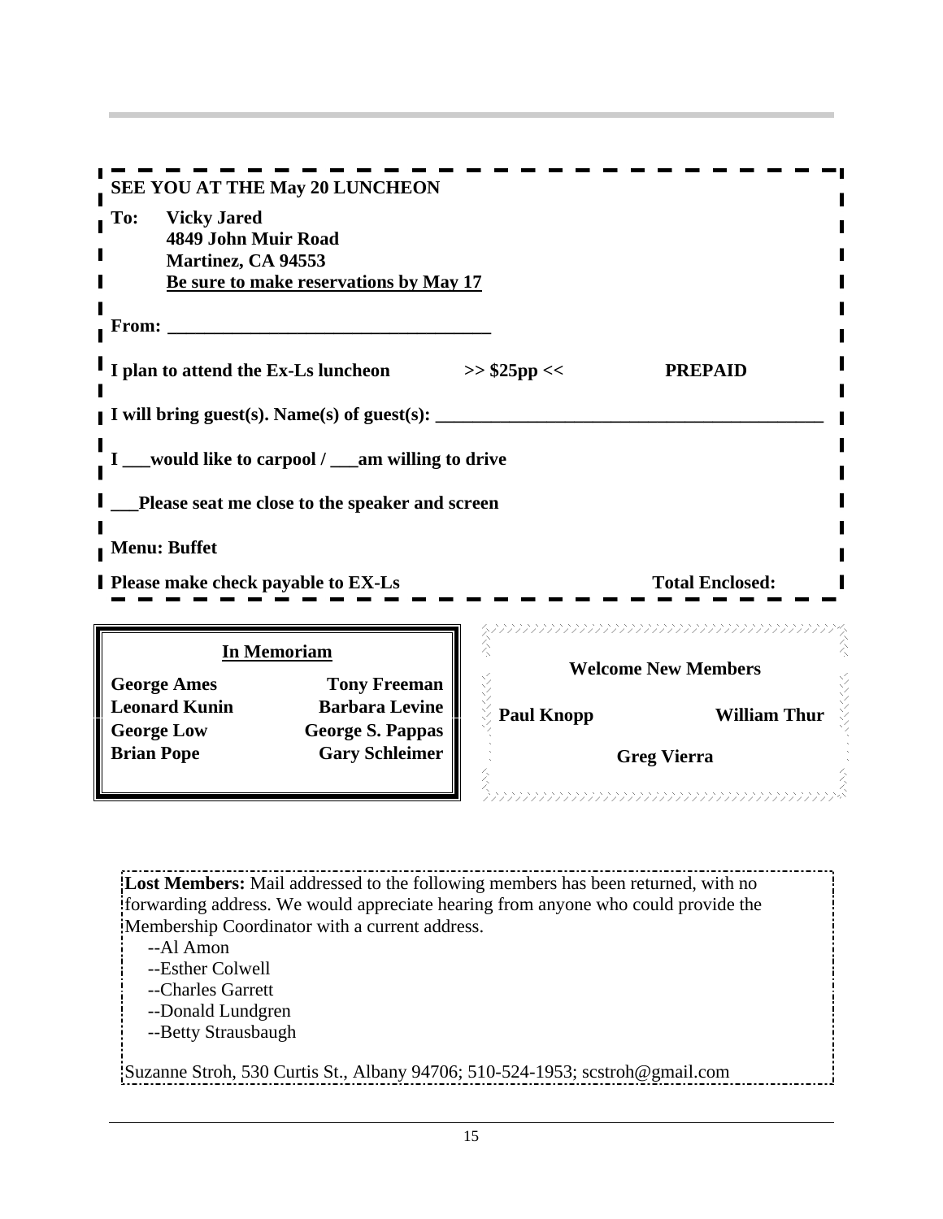**SEE YOU AT THE May 20 LUNCHEON**

**To: Vicky Jared**
**4849 John Muir Road**
**Martinez, CA 94553**
**Be sure to make reservations by May 17**

**From: ___________________________________**

**I plan to attend the Ex-Ls luncheon >> $25pp << PREPAID**

**I will bring guest(s). Name(s) of guest(s): ________________________________________**

**I ___would like to carpool / ___am willing to drive**

**___Please seat me close to the speaker and screen**

**Menu: Buffet**

**Please make check payable to EX-Ls Total Enclosed:**

**In Memoriam**

**George Ames**
**Tony Freeman**
**Leonard Kunin**
**Barbara Levine**
**George Low**
**George S. Pappas**
**Brian Pope**
**Gary Schleimer**

**Welcome New Members**

**Paul Knopp**
**William Thur**
**Greg Vierra**

**Lost Members:** Mail addressed to the following members has been returned, with no forwarding address. We would appreciate hearing from anyone who could provide the Membership Coordinator with a current address.

--Al Amon
--Esther Colwell
--Charles Garrett
--Donald Lundgren
--Betty Strausbaugh

Suzanne Stroh, 530 Curtis St., Albany 94706; 510-524-1953; scstroh@gmail.com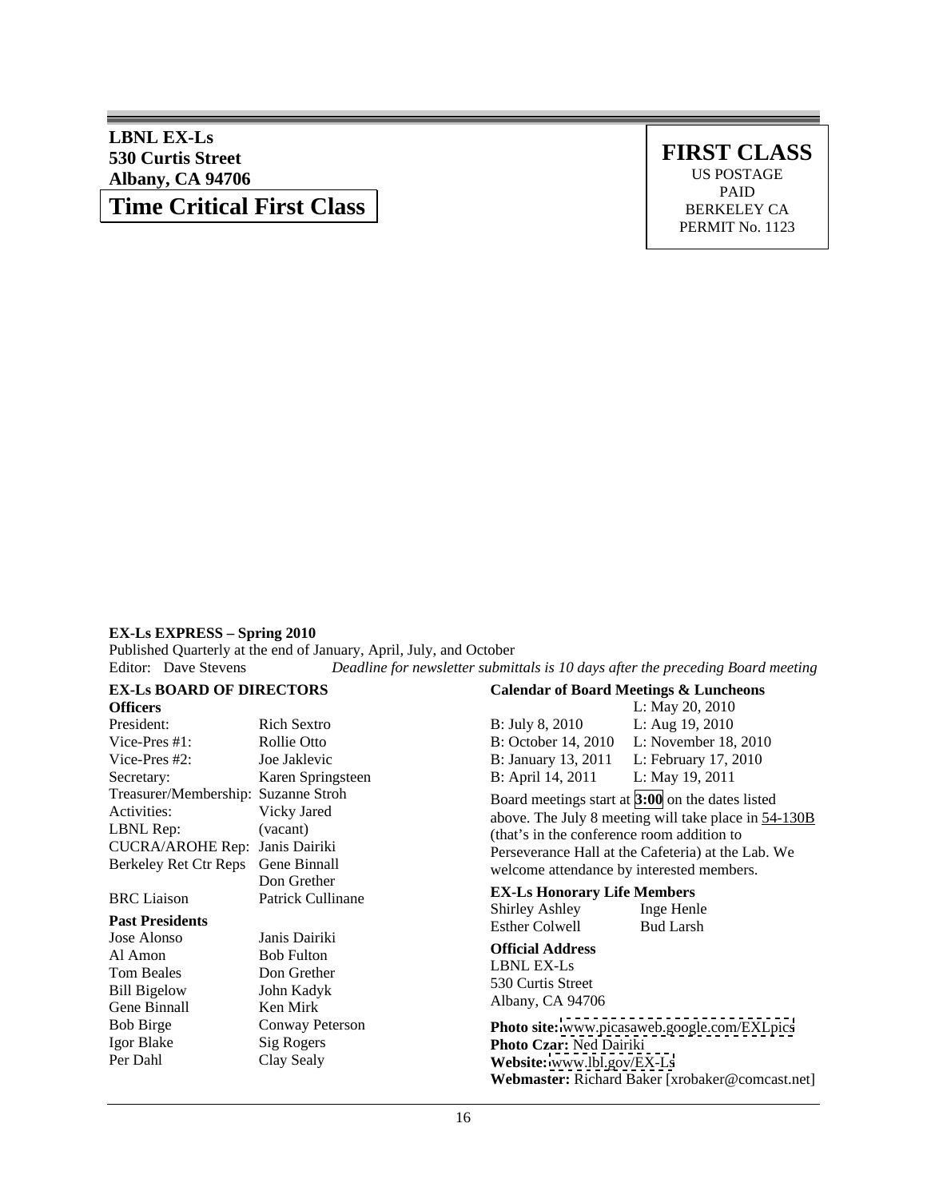**LBNL EX-Ls**
**530 Curtis Street**
**Albany, CA 94706**

**Time Critical First Class**

**FIRST CLASS**
US POSTAGE
PAID
BERKELEY CA
PERMIT No. 1123

**EX-Ls EXPRESS – Spring 2010**
Published Quarterly at the end of January, April, July, and October
Editor: Dave Stevens *Deadline for newsletter submittals is 10 days after the preceding Board meeting*

### EX-Ls BOARD OF DIRECTORS

**Officers**

| | |
|---|---|
| President: | Rich Sextro |
| Vice-Pres #1: | Rollie Otto |
| Vice-Pres #2: | Joe Jaklevic |
| Secretary: | Karen Springsteen |
| Treasurer/Membership: | Suzanne Stroh |
| Activities: | Vicky Jared |
| LBNL Rep: | (vacant) |
| CUCRA/AROHE Rep: | Janis Dairiki |
| Berkeley Ret Ctr Reps | Gene Binnall |
| | Don Grether |
| BRC Liaison | Patrick Cullinane |

**Past Presidents**

| | |
|---|---|
| Jose Alonso | Janis Dairiki |
| Al Amon | Bob Fulton |
| Tom Beales | Don Grether |
| Bill Bigelow | John Kadyk |
| Gene Binnall | Ken Mirk |
| Bob Birge | Conway Peterson |
| Igor Blake | Sig Rogers |
| Per Dahl | Clay Sealy |

### Calendar of Board Meetings & Luncheons

| | |
|---|---|
| | L: May 20, 2010 |
| B: July 8, 2010 | L: Aug 19, 2010 |
| B: October 14, 2010 | L: November 18, 2010 |
| B: January 13, 2011 | L: February 17, 2010 |
| B: April 14, 2011 | L: May 19, 2011 |

Board meetings start at **3:00** on the dates listed above. The July 8 meeting will take place in 54-130B (that's in the conference room addition to Perseverance Hall at the Cafeteria) at the Lab. We welcome attendance by interested members.

**EX-Ls Honorary Life Members**

| | |
|---|---|
| Shirley Ashley | Inge Henle |
| Esther Colwell | Bud Larsh |

**Official Address**
LBNL EX-Ls
530 Curtis Street
Albany, CA 94706

**Photo site:** www.picasaweb.google.com/EXLpics
**Photo Czar:** Ned Dairiki
**Website:** www.lbl.gov/EX-Ls
**Webmaster:** Richard Baker [xrobaker@comcast.net]